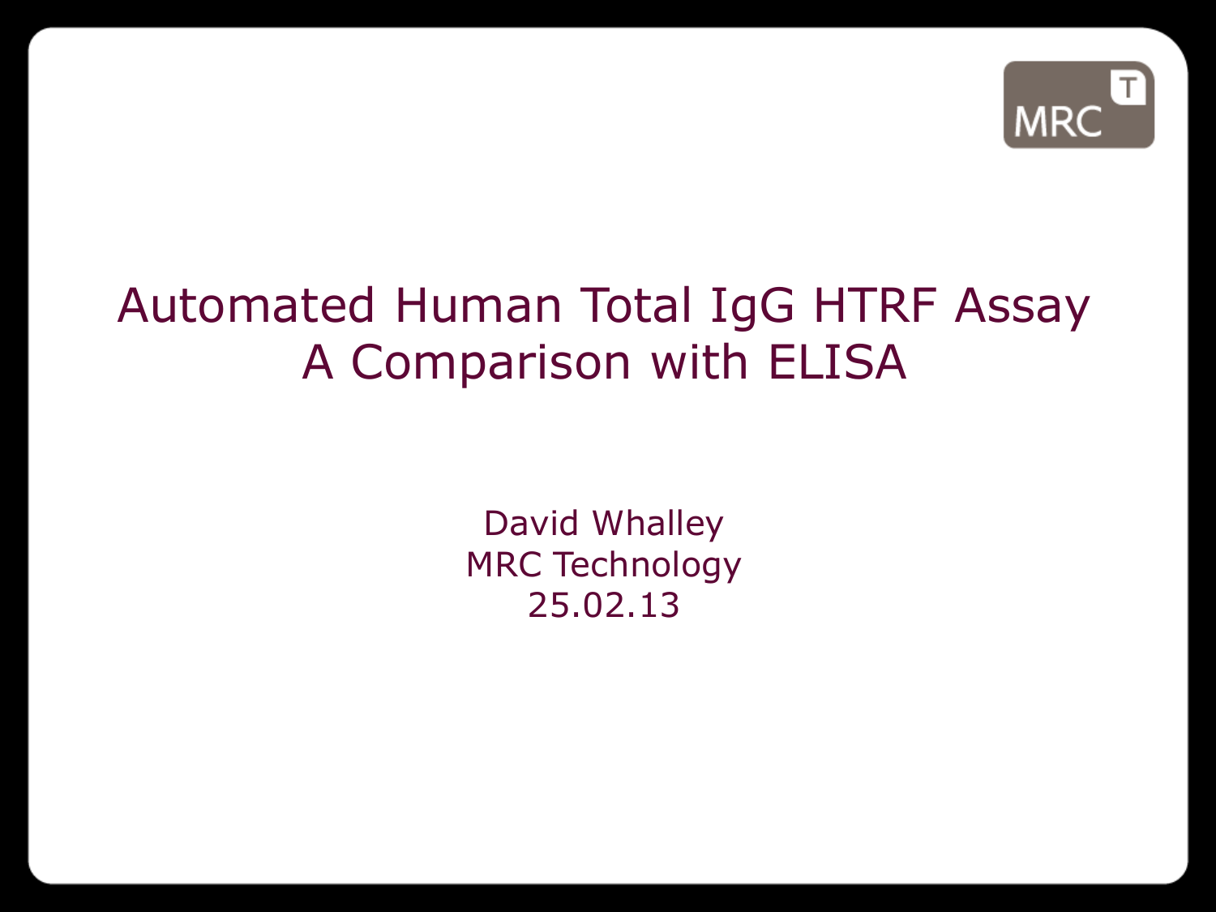MRC T

# Automated Human Total IgG HTRF Assay
# A Comparison with ELISA

David Whalley
MRC Technology
25.02.13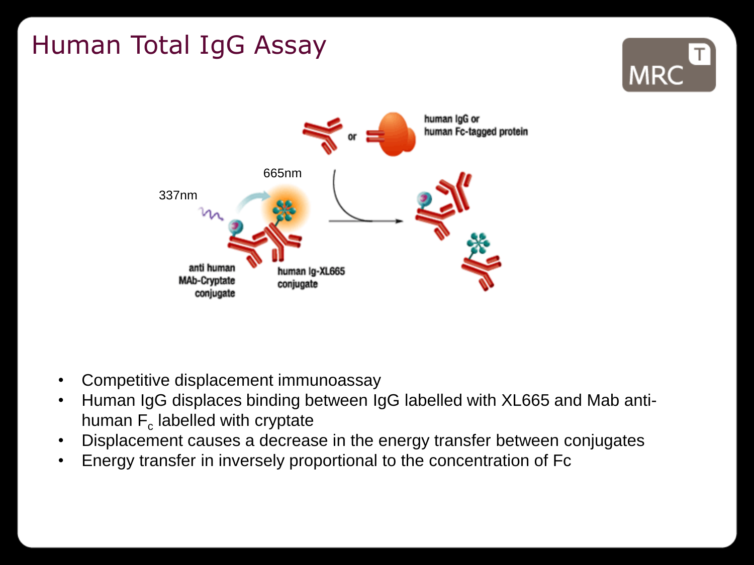# Human Total IgG Assay

human IgG or human Fc-tagged protein

or

665nm

337nm

anti human MAb-Cryptate conjugate

human Ig-XL665 conjugate

- Competitive displacement immunoassay
- Human IgG displaces binding between IgG labelled with XL665 and Mab anti-human $F_c$ labelled with cryptate
- Displacement causes a decrease in the energy transfer between conjugates
- Energy transfer in inversely proportional to the concentration of Fc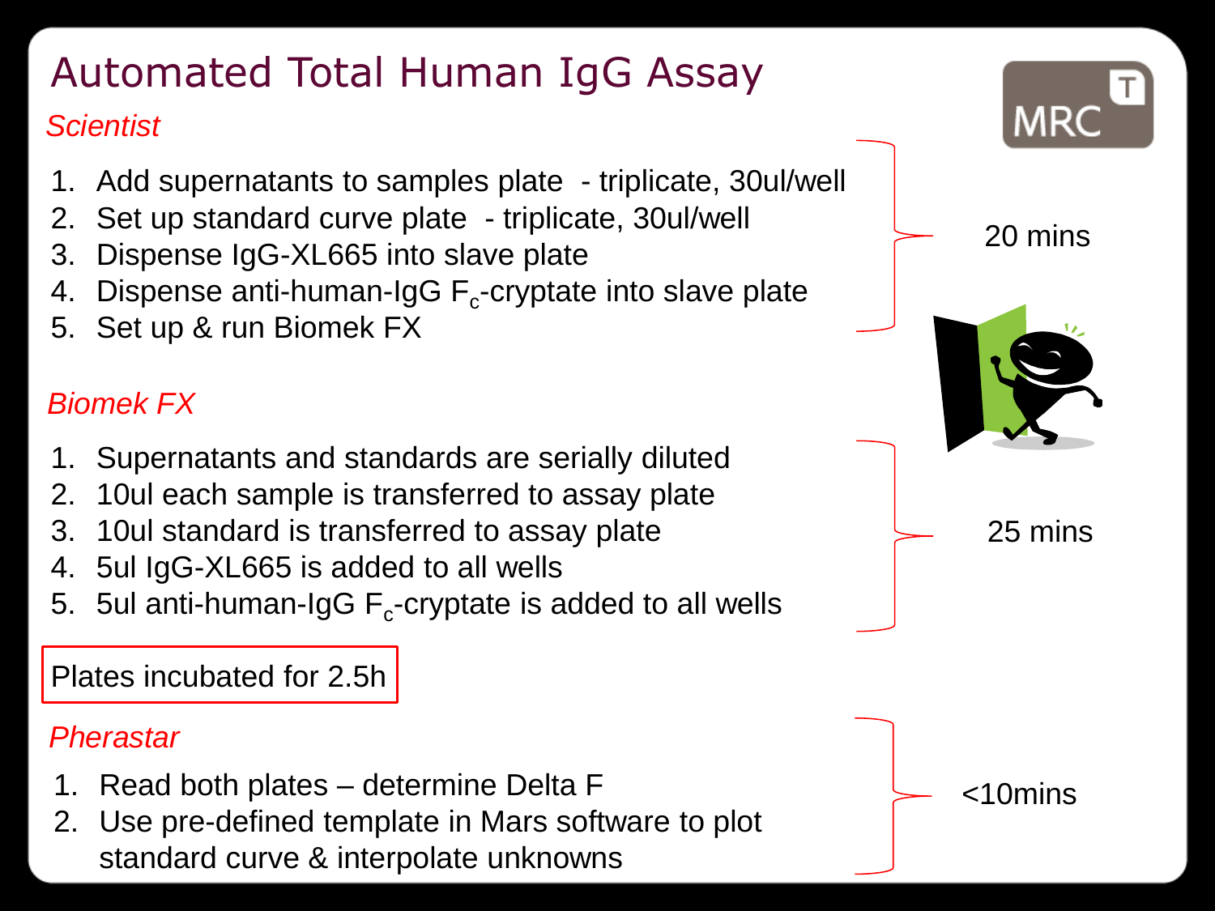# Automated Total Human IgG Assay

*Scientist*

1. Add supernatants to samples plate - triplicate, 30ul/well
2. Set up standard curve plate - triplicate, 30ul/well
3. Dispense IgG-XL665 into slave plate
4. Dispense anti-human-IgG $F_c$-cryptate into slave plate
5. Set up & run Biomek FX

20 mins

*Biomek FX*

1. Supernatants and standards are serially diluted
2. 10ul each sample is transferred to assay plate
3. 10ul standard is transferred to assay plate
4. 5ul IgG-XL665 is added to all wells
5. 5ul anti-human-IgG $F_c$-cryptate is added to all wells

25 mins

Plates incubated for 2.5h

*Pherastar*

1. Read both plates – determine Delta F
2. Use pre-defined template in Mars software to plot standard curve & interpolate unknowns

<10mins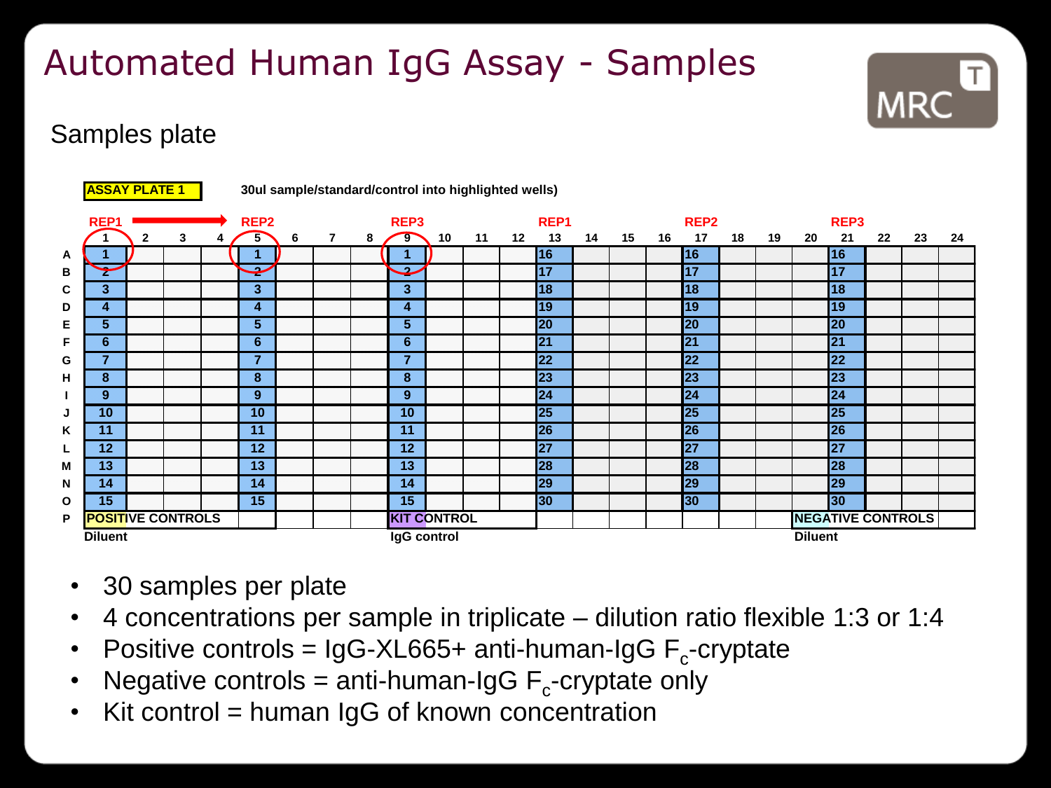# Automated Human IgG Assay - Samples

## Samples plate

**ASSAY PLATE 1** — 30ul sample/standard/control into highlighted wells)

| | REP1 | | | | REP2 | | | | REP3 | | | | REP1 | | | | REP2 | | | | REP3 | | | |
|---|---|---|---|---|---|---|---|---|---|---|---|---|---|---|---|---|---|---|---|---|---|---|---|---|
| | 1 | 2 | 3 | 4 | 5 | 6 | 7 | 8 | 9 | 10 | 11 | 12 | 13 | 14 | 15 | 16 | 17 | 18 | 19 | 20 | 21 | 22 | 23 | 24 |
| A | 1 | | | | 1 | | | | 1 | | | | 16 | | | | 16 | | | | 16 | | | |
| B | 2 | | | | 2 | | | | 2 | | | | 17 | | | | 17 | | | | 17 | | | |
| C | 3 | | | | 3 | | | | 3 | | | | 18 | | | | 18 | | | | 18 | | | |
| D | 4 | | | | 4 | | | | 4 | | | | 19 | | | | 19 | | | | 19 | | | |
| E | 5 | | | | 5 | | | | 5 | | | | 20 | | | | 20 | | | | 20 | | | |
| F | 6 | | | | 6 | | | | 6 | | | | 21 | | | | 21 | | | | 21 | | | |
| G | 7 | | | | 7 | | | | 7 | | | | 22 | | | | 22 | | | | 22 | | | |
| H | 8 | | | | 8 | | | | 8 | | | | 23 | | | | 23 | | | | 23 | | | |
| I | 9 | | | | 9 | | | | 9 | | | | 24 | | | | 24 | | | | 24 | | | |
| J | 10 | | | | 10 | | | | 10 | | | | 25 | | | | 25 | | | | 25 | | | |
| K | 11 | | | | 11 | | | | 11 | | | | 26 | | | | 26 | | | | 26 | | | |
| L | 12 | | | | 12 | | | | 12 | | | | 27 | | | | 27 | | | | 27 | | | |
| M | 13 | | | | 13 | | | | 13 | | | | 28 | | | | 28 | | | | 28 | | | |
| N | 14 | | | | 14 | | | | 14 | | | | 29 | | | | 29 | | | | 29 | | | |
| O | 15 | | | | 15 | | | | 15 | | | | 30 | | | | 30 | | | | 30 | | | |
| P | POSITIVE CONTROLS | | | | | | | | KIT CONTROL | | | | | | | | | | | | NEGATIVE CONTROLS | | | |
| | Diluent | | | | | | | | IgG control | | | | | | | | | | | | Diluent | | | |

- 30 samples per plate
- 4 concentrations per sample in triplicate – dilution ratio flexible 1:3 or 1:4
- Positive controls = IgG-XL665+ anti-human-IgG $F_c$-cryptate
- Negative controls = anti-human-IgG $F_c$-cryptate only
- Kit control = human IgG of known concentration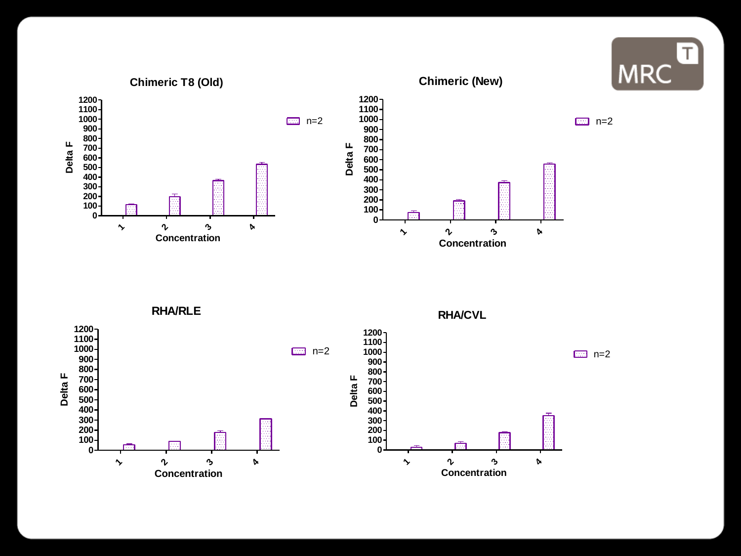### Chimeric T8 (Old)

### Chimeric (New)

### RHA/RLE

### RHA/CVL

Delta F

Concentration

n=2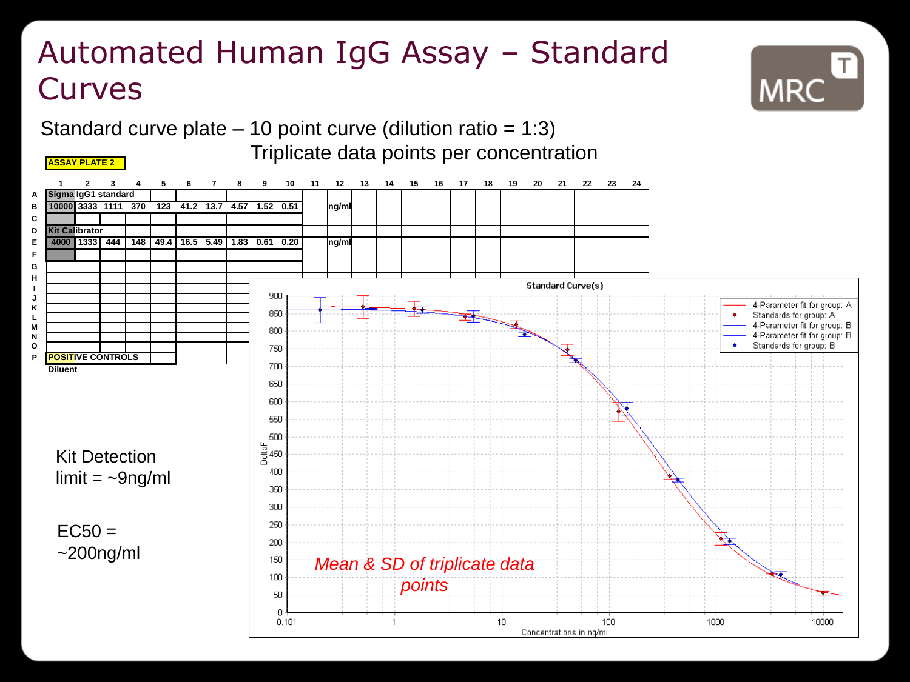# Automated Human IgG Assay – Standard Curves

Standard curve plate – 10 point curve (dilution ratio = 1:3)

Triplicate data points per concentration

**ASSAY PLATE 2**

| | 1 | 2 | 3 | 4 | 5 | 6 | 7 | 8 | 9 | 10 | 11 | 12 |
|---|---|---|---|---|---|---|---|---|---|---|---|---|
| A | Sigma IgG1 standard | | | | | | | | | | | |
| B | 10000 | 3333 | 1111 | 370 | 123 | 41.2 | 13.7 | 4.57 | 1.52 | 0.51 | | ng/ml |
| C | | | | | | | | | | | | |
| D | Kit Calibrator | | | | | | | | | | | |
| E | 4000 | 1333 | 444 | 148 | 49.4 | 16.5 | 5.49 | 1.83 | 0.61 | 0.20 | | ng/ml |
| F | | | | | | | | | | | | |
| P | POSITIVE CONTROLS | | | | | | | | | | | |

Diluent

Kit Detection limit = ~9ng/ml

EC50 = ~200ng/ml

**Standard Curve(s)**

Legend: 4-Parameter fit for group: A; Standards for group: A; 4-Parameter fit for group: B; 4-Parameter fit for group: B; Standards for group: B

Y-axis: DeltaF; X-axis: Concentrations in ng/ml

*Mean & SD of triplicate data points*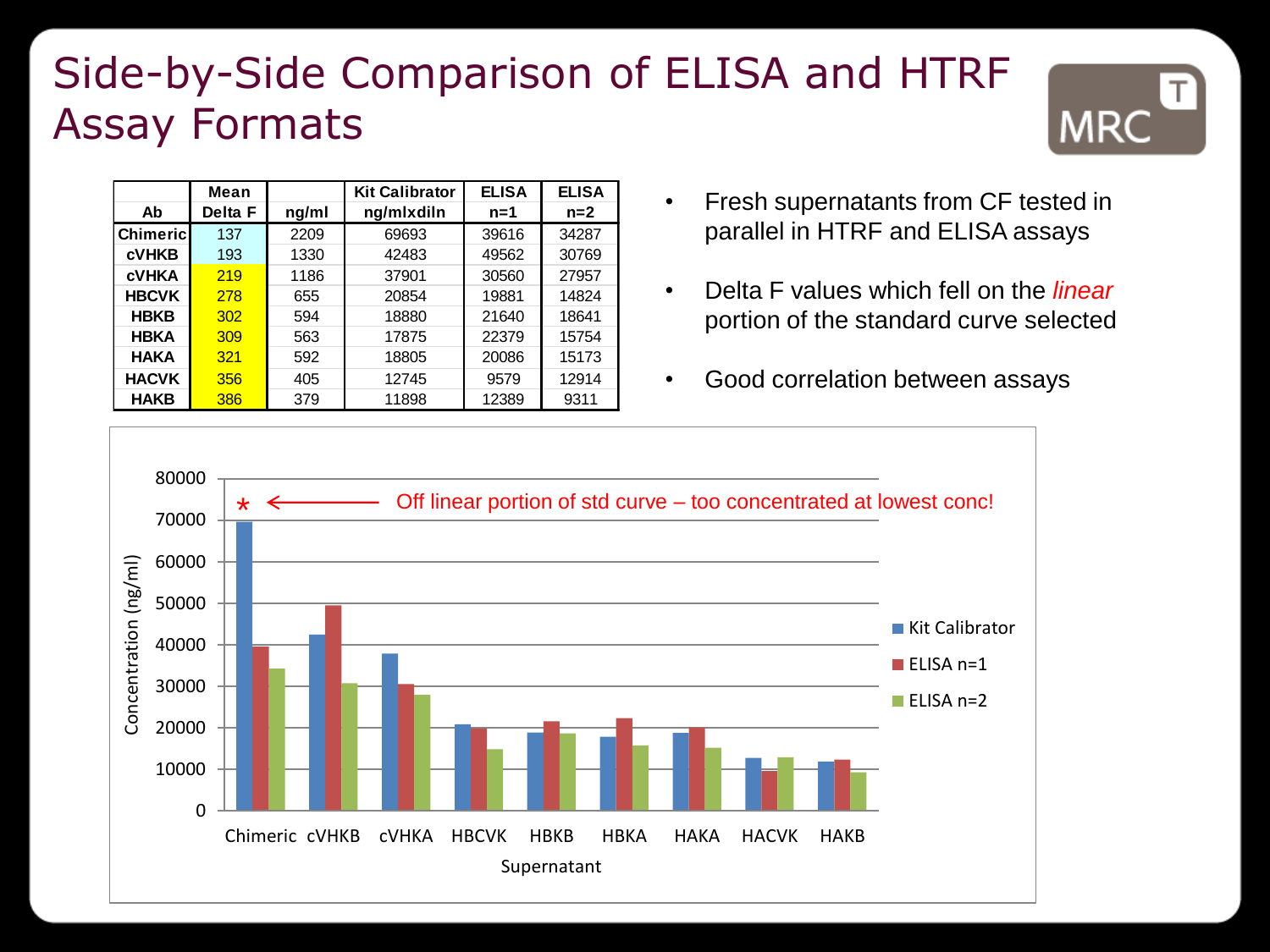# Side-by-Side Comparison of ELISA and HTRF Assay Formats

| Ab | Mean Delta F | ng/ml | Kit Calibrator ng/mlxdiln | ELISA n=1 | ELISA n=2 |
|---|---|---|---|---|---|
| Chimeric | 137 | 2209 | 69693 | 39616 | 34287 |
| cVHKB | 193 | 1330 | 42483 | 49562 | 30769 |
| cVHKA | 219 | 1186 | 37901 | 30560 | 27957 |
| HBCVK | 278 | 655 | 20854 | 19881 | 14824 |
| HBKB | 302 | 594 | 18880 | 21640 | 18641 |
| HBKA | 309 | 563 | 17875 | 22379 | 15754 |
| HAKA | 321 | 592 | 18805 | 20086 | 15173 |
| HACVK | 356 | 405 | 12745 | 9579 | 12914 |
| HAKB | 386 | 379 | 11898 | 12389 | 9311 |

- Fresh supernatants from CF tested in parallel in HTRF and ELISA assays
- Delta F values which fell on the *linear* portion of the standard curve selected
- Good correlation between assays

Off linear portion of std curve – too concentrated at lowest conc!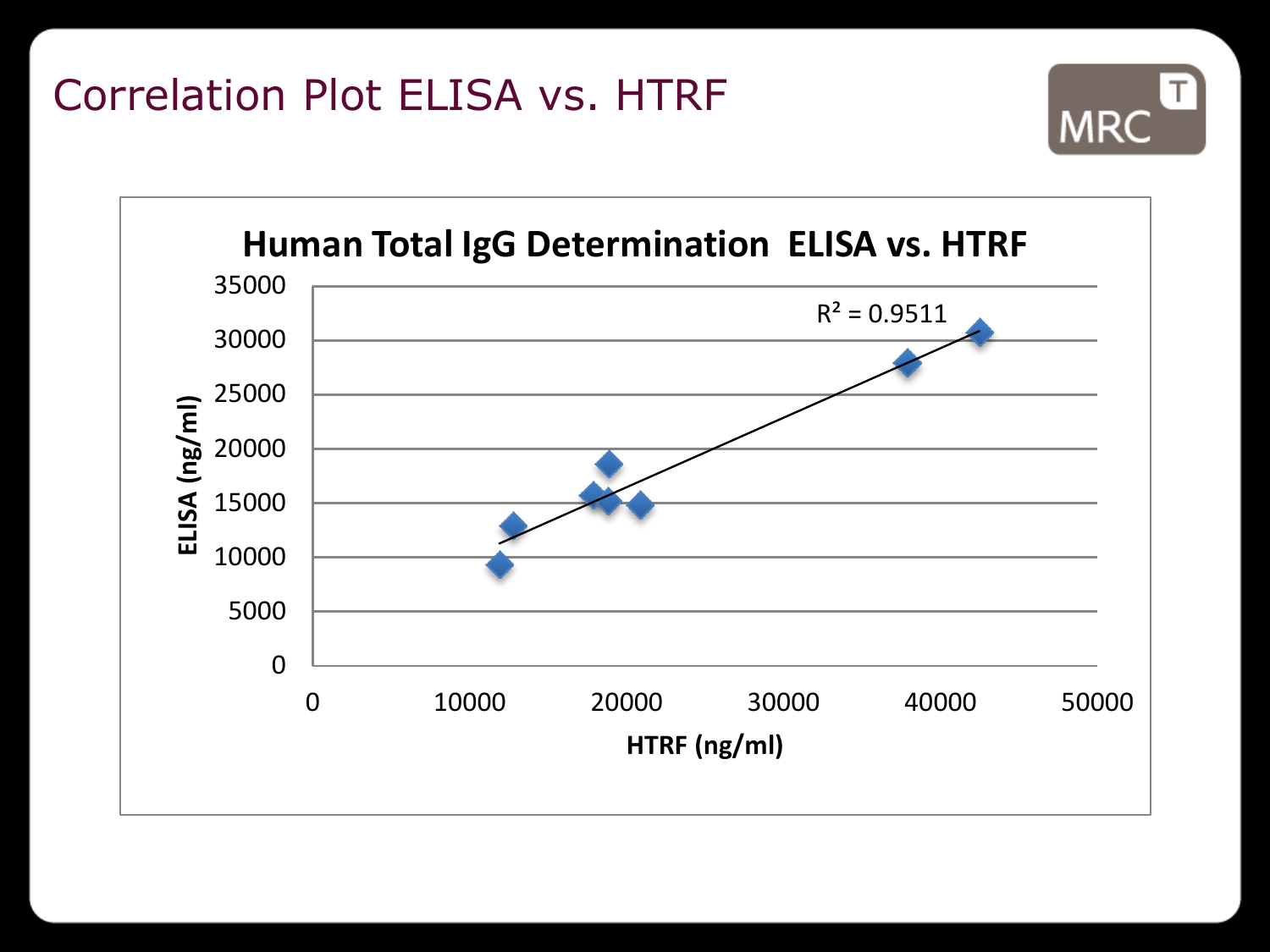# Correlation Plot ELISA vs. HTRF

**Human Total IgG Determination ELISA vs. HTRF**

$R^2 = 0.9511$

ELISA (ng/ml)

HTRF (ng/ml)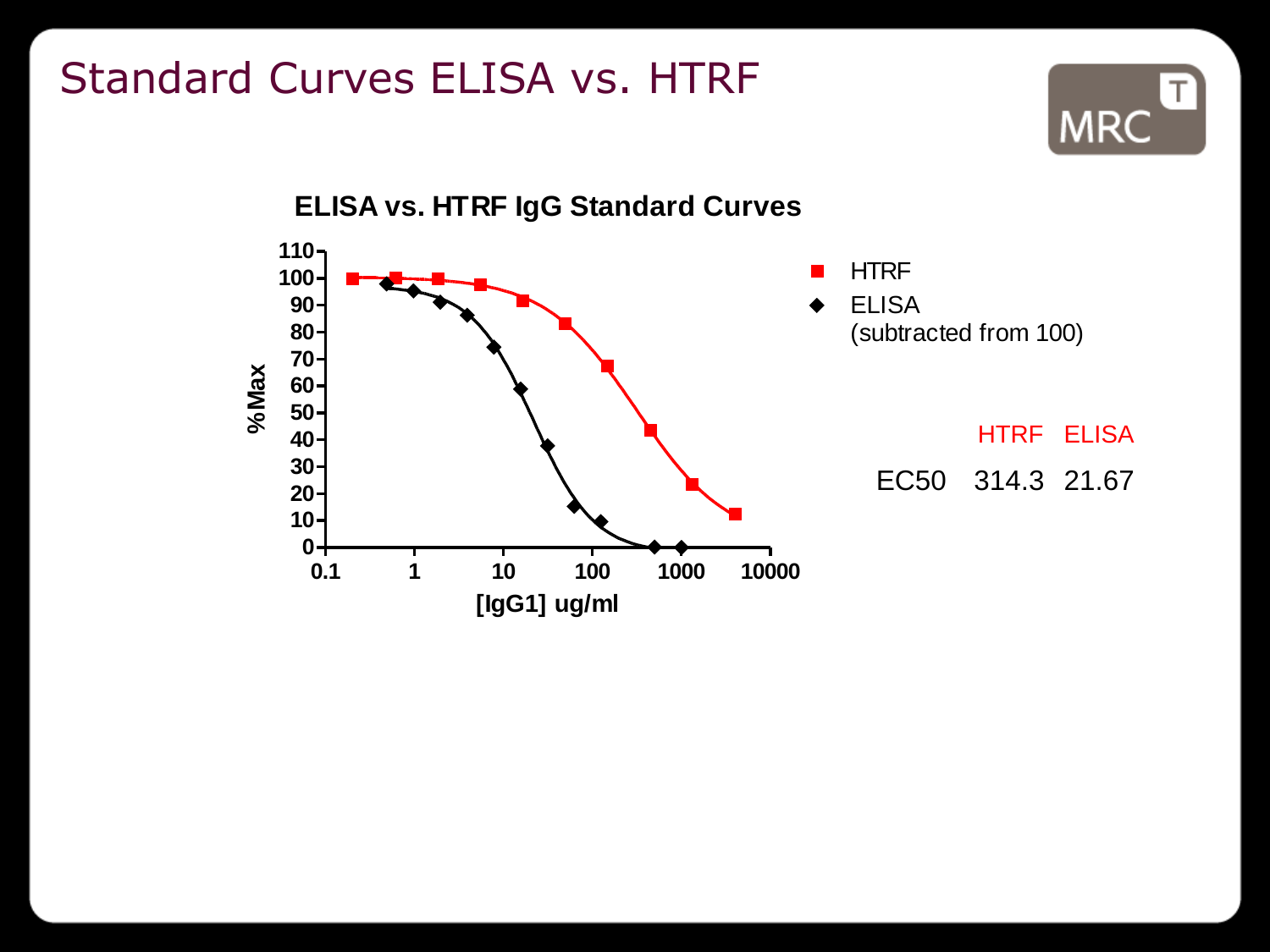# Standard Curves ELISA vs. HTRF

**ELISA vs. HTRF IgG Standard Curves**

■ HTRF

◆ ELISA
(subtracted from 100)

|  | HTRF | ELISA |
|---|---|---|
| EC50 | 314.3 | 21.67 |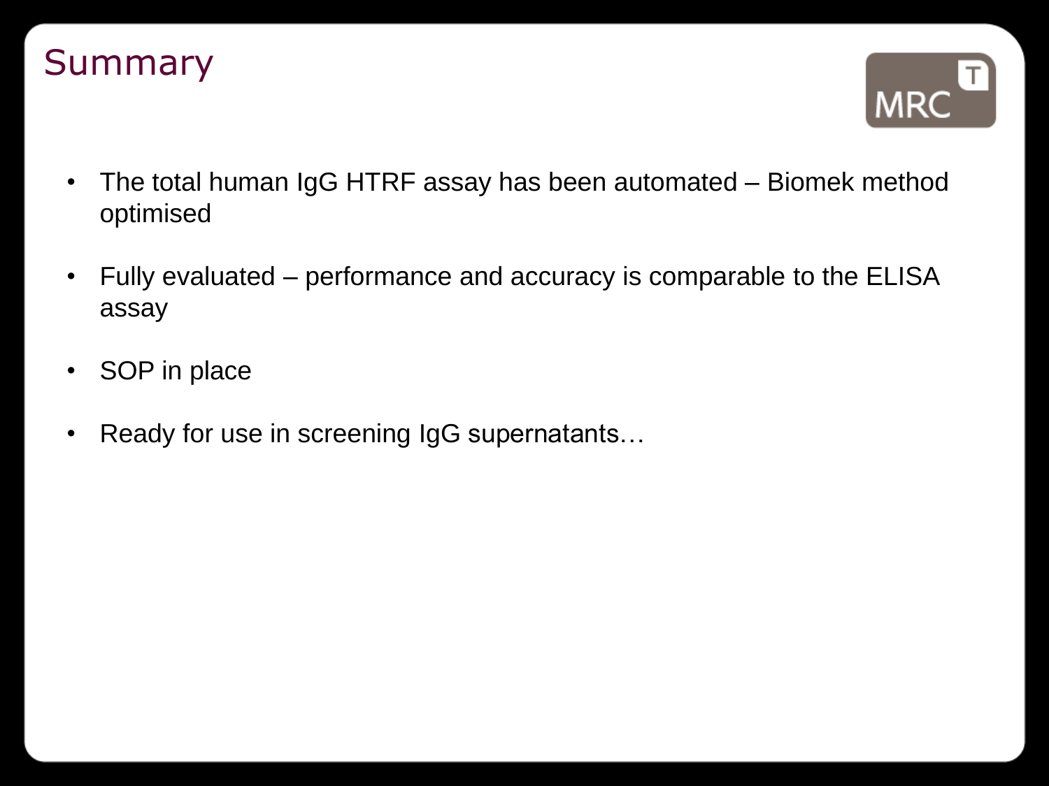# Summary

- The total human IgG HTRF assay has been automated – Biomek method optimised
- Fully evaluated – performance and accuracy is comparable to the ELISA assay
- SOP in place
- Ready for use in screening IgG supernatants…